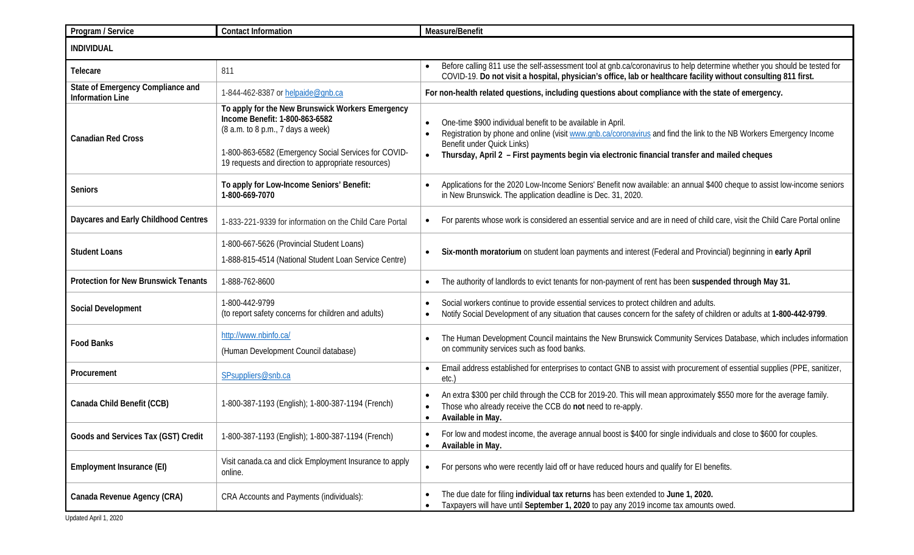| Program / Service | Contact Information | Measure/Benefit |
|---|---|---|
| **INDIVIDUAL** | | |
| **Telecare** | 811 | • Before calling 811 use the self-assessment tool at gnb.ca/coronavirus to help determine whether you should be tested for COVID-19. **Do not visit a hospital, physician's office, lab or healthcare facility without consulting 811 first.** |
| **State of Emergency Compliance and Information Line** | 1-844-462-8387 or helpaide@gnb.ca | **For non-health related questions, including questions about compliance with the state of emergency.** |
| **Canadian Red Cross** | **To apply for the New Brunswick Workers Emergency Income Benefit: 1-800-863-6582** (8 a.m. to 8 p.m., 7 days a week) 1-800-863-6582 (Emergency Social Services for COVID-19 requests and direction to appropriate resources) | • One-time $900 individual benefit to be available in April. • Registration by phone and online (visit www.gnb.ca/coronavirus and find the link to the NB Workers Emergency Income Benefit under Quick Links) • **Thursday, April 2 – First payments begin via electronic financial transfer and mailed cheques** |
| **Seniors** | **To apply for Low-Income Seniors' Benefit: 1-800-669-7070** | • Applications for the 2020 Low-Income Seniors' Benefit now available: an annual $400 cheque to assist low-income seniors in New Brunswick. The application deadline is Dec. 31, 2020. |
| **Daycares and Early Childhood Centres** | 1-833-221-9339 for information on the Child Care Portal | • For parents whose work is considered an essential service and are in need of child care, visit the Child Care Portal online |
| **Student Loans** | 1-800-667-5626 (Provincial Student Loans) 1-888-815-4514 (National Student Loan Service Centre) | • **Six-month moratorium** on student loan payments and interest (Federal and Provincial) beginning in **early April** |
| **Protection for New Brunswick Tenants** | 1-888-762-8600 | • The authority of landlords to evict tenants for non-payment of rent has been **suspended through May 31.** |
| **Social Development** | 1-800-442-9799 (to report safety concerns for children and adults) | • Social workers continue to provide essential services to protect children and adults. • Notify Social Development of any situation that causes concern for the safety of children or adults at **1-800-442-9799**. |
| **Food Banks** | http://www.nbinfo.ca/ (Human Development Council database) | • The Human Development Council maintains the New Brunswick Community Services Database, which includes information on community services such as food banks. |
| **Procurement** | SPsuppliers@snb.ca | • Email address established for enterprises to contact GNB to assist with procurement of essential supplies (PPE, sanitizer, etc.) |
| **Canada Child Benefit (CCB)** | 1-800-387-1193 (English); 1-800-387-1194 (French) | • An extra $300 per child through the CCB for 2019-20. This will mean approximately $550 more for the average family. • Those who already receive the CCB do **not** need to re-apply. • **Available in May.** |
| **Goods and Services Tax (GST) Credit** | 1-800-387-1193 (English); 1-800-387-1194 (French) | • For low and modest income, the average annual boost is $400 for single individuals and close to $600 for couples. • **Available in May.** |
| **Employment Insurance (EI)** | Visit canada.ca and click Employment Insurance to apply online. | • For persons who were recently laid off or have reduced hours and qualify for EI benefits. |
| **Canada Revenue Agency (CRA)** | CRA Accounts and Payments (individuals): | • The due date for filing **individual tax returns** has been extended to **June 1, 2020.** • Taxpayers will have until **September 1, 2020** to pay any 2019 income tax amounts owed. |

Updated April 1, 2020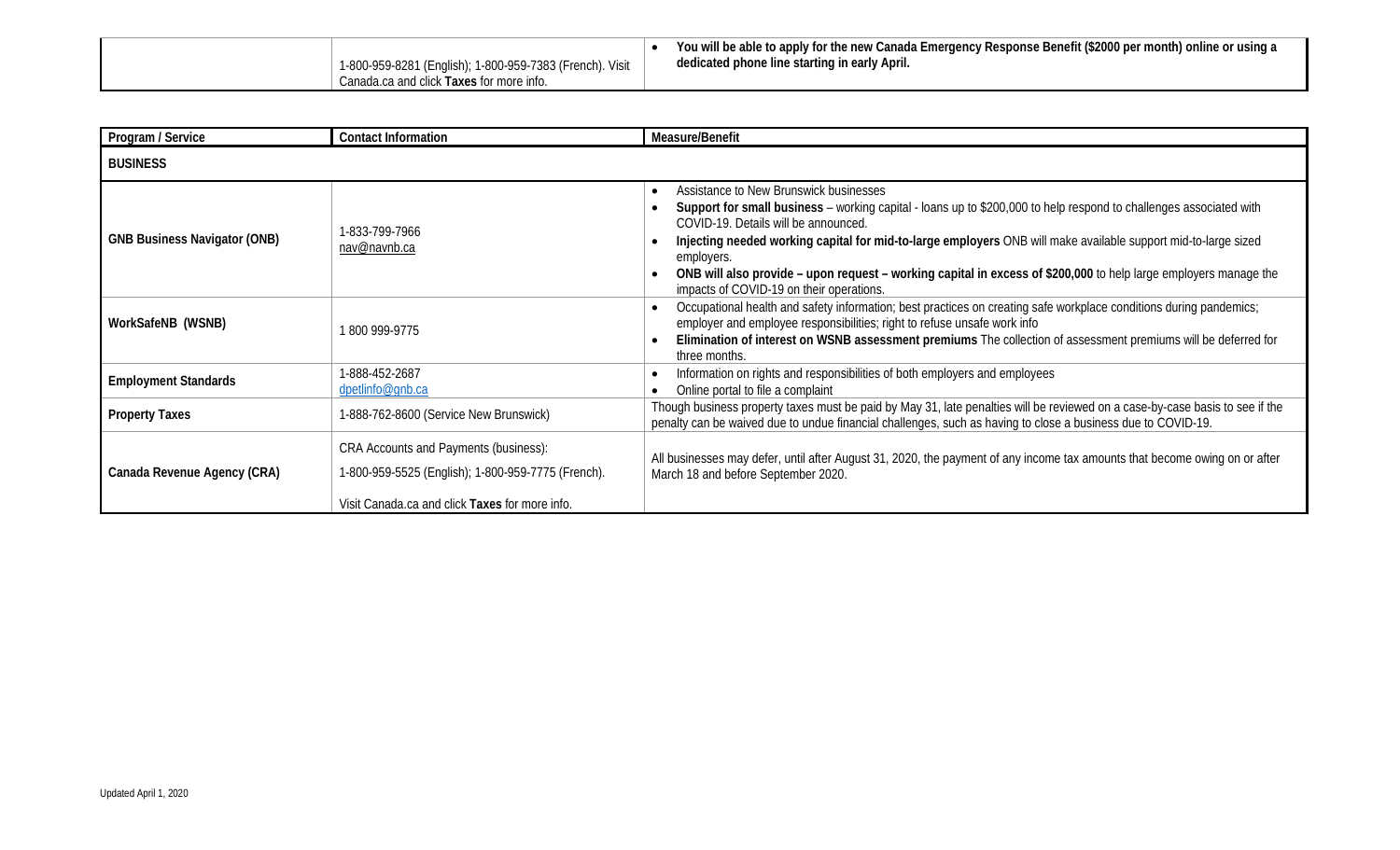| | | |
|---|---|---|
| | 1-800-959-8281 (English); 1-800-959-7383 (French). Visit Canada.ca and click **Taxes** for more info. | • **You will be able to apply for the new Canada Emergency Response Benefit ($2000 per month) online or using a dedicated phone line starting in early April.** |

| Program / Service | Contact Information | Measure/Benefit |
|---|---|---|
| **BUSINESS** | | |
| **GNB Business Navigator (ONB)** | 1-833-799-7966<br>nav@navnb.ca | • Assistance to New Brunswick businesses<br>• **Support for small business** – working capital - loans up to $200,000 to help respond to challenges associated with COVID-19. Details will be announced.<br>• **Injecting needed working capital for mid-to-large employers** ONB will make available support mid-to-large sized employers.<br>• **ONB will also provide – upon request – working capital in excess of $200,000** to help large employers manage the impacts of COVID-19 on their operations. |
| **WorkSafeNB (WSNB)** | 1 800 999-9775 | • Occupational health and safety information; best practices on creating safe workplace conditions during pandemics; employer and employee responsibilities; right to refuse unsafe work info<br>• **Elimination of interest on WSNB assessment premiums** The collection of assessment premiums will be deferred for three months. |
| **Employment Standards** | 1-888-452-2687<br>dpetlinfo@gnb.ca | • Information on rights and responsibilities of both employers and employees<br>• Online portal to file a complaint |
| **Property Taxes** | 1-888-762-8600 (Service New Brunswick) | Though business property taxes must be paid by May 31, late penalties will be reviewed on a case-by-case basis to see if the penalty can be waived due to undue financial challenges, such as having to close a business due to COVID-19. |
| **Canada Revenue Agency (CRA)** | CRA Accounts and Payments (business):<br>1-800-959-5525 (English); 1-800-959-7775 (French).<br>Visit Canada.ca and click **Taxes** for more info. | All businesses may defer, until after August 31, 2020, the payment of any income tax amounts that become owing on or after March 18 and before September 2020. |

Updated April 1, 2020